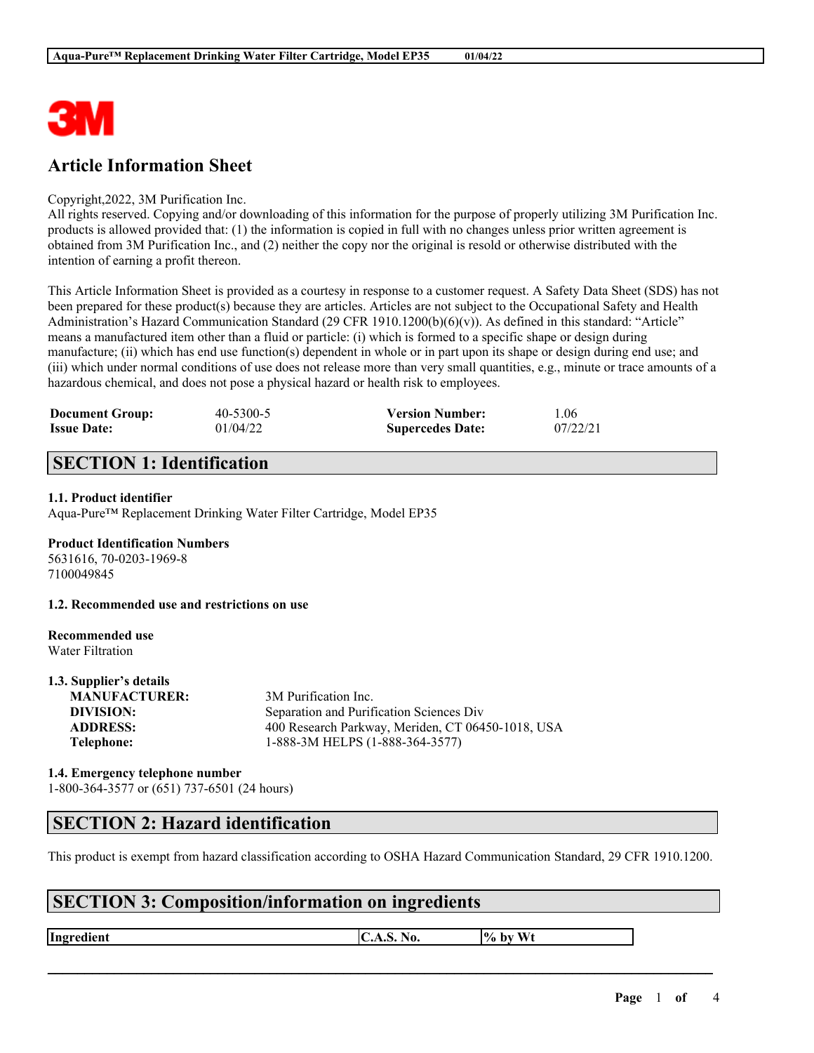# Article Information Sheet

Copyright,2022, 3M Purification Inc.
All rights reserved. Copying and/or downloading of this information for the purpose of properly utilizing 3M Purification Inc. products is allowed provided that: (1) the information is copied in full with no changes unless prior written agreement is obtained from 3M Purification Inc., and (2) neither the copy nor the original is resold or otherwise distributed with the intention of earning a profit thereon.

This Article Information Sheet is provided as a courtesy in response to a customer request. A Safety Data Sheet (SDS) has not been prepared for these product(s) because they are articles. Articles are not subject to the Occupational Safety and Health Administration's Hazard Communication Standard (29 CFR 1910.1200(b)(6)(v)). As defined in this standard: "Article" means a manufactured item other than a fluid or particle: (i) which is formed to a specific shape or design during manufacture; (ii) which has end use function(s) dependent in whole or in part upon its shape or design during end use; and (iii) which under normal conditions of use does not release more than very small quantities, e.g., minute or trace amounts of a hazardous chemical, and does not pose a physical hazard or health risk to employees.

| | | | |
|---|---|---|---|
| **Document Group:** | 40-5300-5 | **Version Number:** | 1.06 |
| **Issue Date:** | 01/04/22 | **Supercedes Date:** | 07/22/21 |

## SECTION 1: Identification

**1.1. Product identifier**
Aqua-Pure™ Replacement Drinking Water Filter Cartridge, Model EP35

**Product Identification Numbers**
5631616, 70-0203-1969-8
7100049845

**1.2. Recommended use and restrictions on use**

**Recommended use**
Water Filtration

**1.3. Supplier's details**

| | |
|---|---|
| **MANUFACTURER:** | 3M Purification Inc. |
| **DIVISION:** | Separation and Purification Sciences Div |
| **ADDRESS:** | 400 Research Parkway, Meriden, CT 06450-1018, USA |
| **Telephone:** | 1-888-3M HELPS (1-888-364-3577) |

**1.4. Emergency telephone number**
1-800-364-3577 or (651) 737-6501 (24 hours)

## SECTION 2: Hazard identification

This product is exempt from hazard classification according to OSHA Hazard Communication Standard, 29 CFR 1910.1200.

## SECTION 3: Composition/information on ingredients

| Ingredient | C.A.S. No. | % by Wt |
|---|---|---|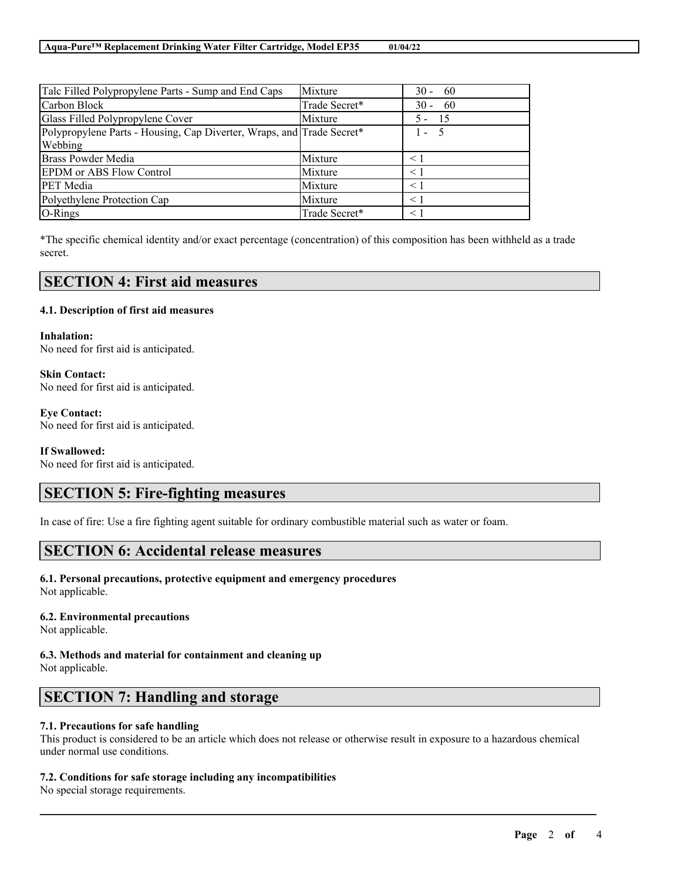| Talc Filled Polypropylene Parts - Sump and End Caps | Mixture | 30 - 60 |
|---|---|---|
| Carbon Block | Trade Secret* | 30 - 60 |
| Glass Filled Polypropylene Cover | Mixture | 5 - 15 |
| Polypropylene Parts - Housing, Cap Diverter, Wraps, and Webbing | Trade Secret* | 1 - 5 |
| Brass Powder Media | Mixture | < 1 |
| EPDM or ABS Flow Control | Mixture | < 1 |
| PET Media | Mixture | < 1 |
| Polyethylene Protection Cap | Mixture | < 1 |
| O-Rings | Trade Secret* | < 1 |

*The specific chemical identity and/or exact percentage (concentration) of this composition has been withheld as a trade secret.

## SECTION 4: First aid measures

### 4.1. Description of first aid measures

**Inhalation:**
No need for first aid is anticipated.

**Skin Contact:**
No need for first aid is anticipated.

**Eye Contact:**
No need for first aid is anticipated.

**If Swallowed:**
No need for first aid is anticipated.

## SECTION 5: Fire-fighting measures

In case of fire: Use a fire fighting agent suitable for ordinary combustible material such as water or foam.

## SECTION 6: Accidental release measures

### 6.1. Personal precautions, protective equipment and emergency procedures
Not applicable.

### 6.2. Environmental precautions
Not applicable.

### 6.3. Methods and material for containment and cleaning up
Not applicable.

## SECTION 7: Handling and storage

### 7.1. Precautions for safe handling
This product is considered to be an article which does not release or otherwise result in exposure to a hazardous chemical under normal use conditions.

### 7.2. Conditions for safe storage including any incompatibilities
No special storage requirements.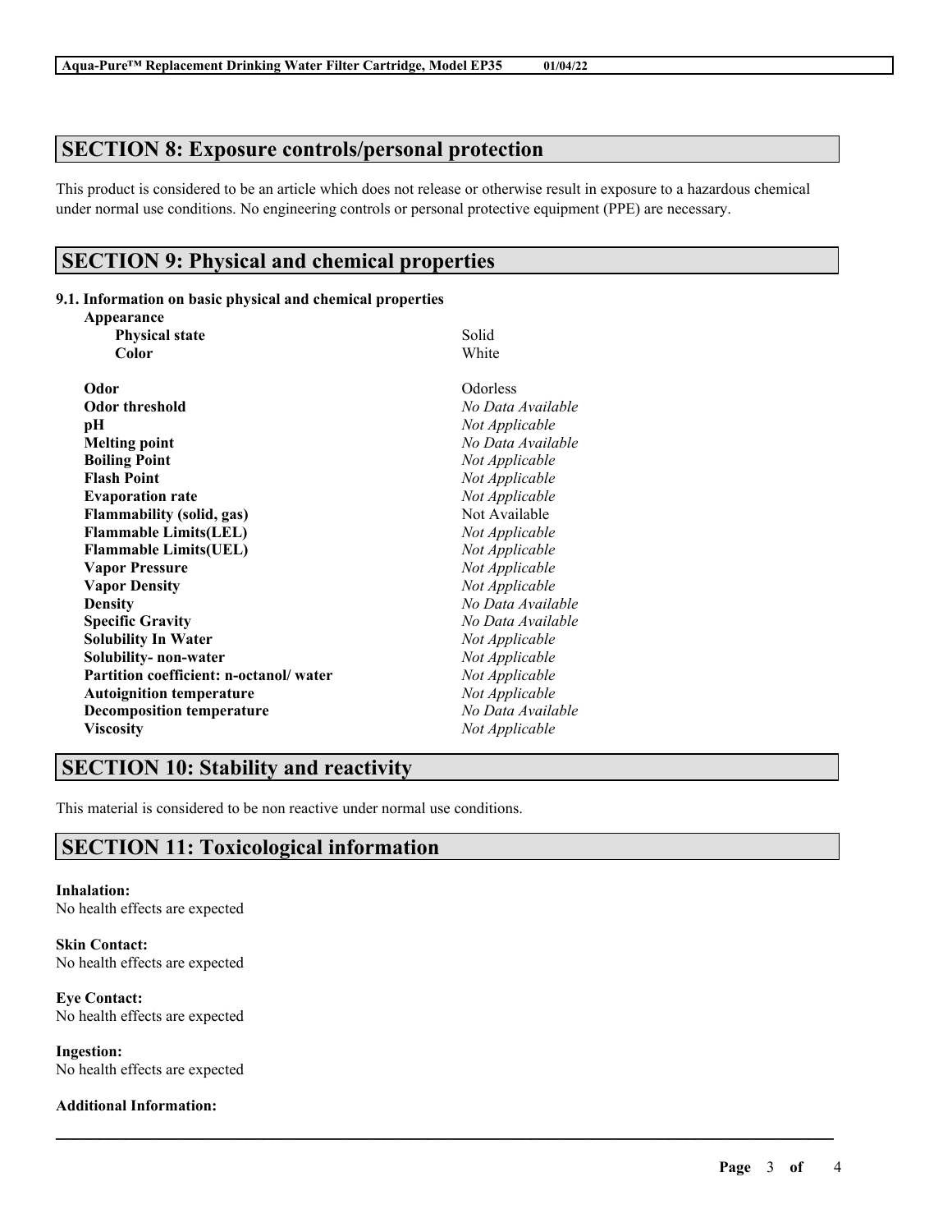## SECTION 8: Exposure controls/personal protection

This product is considered to be an article which does not release or otherwise result in exposure to a hazardous chemical under normal use conditions. No engineering controls or personal protective equipment (PPE) are necessary.

## SECTION 9: Physical and chemical properties

### 9.1. Information on basic physical and chemical properties

| Property | Value |
|---|---|
| **Appearance** | |
| **Physical state** | Solid |
| **Color** | White |
| **Odor** | Odorless |
| **Odor threshold** | *No Data Available* |
| **pH** | *Not Applicable* |
| **Melting point** | *No Data Available* |
| **Boiling Point** | *Not Applicable* |
| **Flash Point** | *Not Applicable* |
| **Evaporation rate** | *Not Applicable* |
| **Flammability (solid, gas)** | Not Available |
| **Flammable Limits(LEL)** | *Not Applicable* |
| **Flammable Limits(UEL)** | *Not Applicable* |
| **Vapor Pressure** | *Not Applicable* |
| **Vapor Density** | *Not Applicable* |
| **Density** | *No Data Available* |
| **Specific Gravity** | *No Data Available* |
| **Solubility In Water** | *Not Applicable* |
| **Solubility- non-water** | *Not Applicable* |
| **Partition coefficient: n-octanol/ water** | *Not Applicable* |
| **Autoignition temperature** | *Not Applicable* |
| **Decomposition temperature** | *No Data Available* |
| **Viscosity** | *Not Applicable* |

## SECTION 10: Stability and reactivity

This material is considered to be non reactive under normal use conditions.

## SECTION 11: Toxicological information

**Inhalation:**
No health effects are expected

**Skin Contact:**
No health effects are expected

**Eye Contact:**
No health effects are expected

**Ingestion:**
No health effects are expected

**Additional Information:**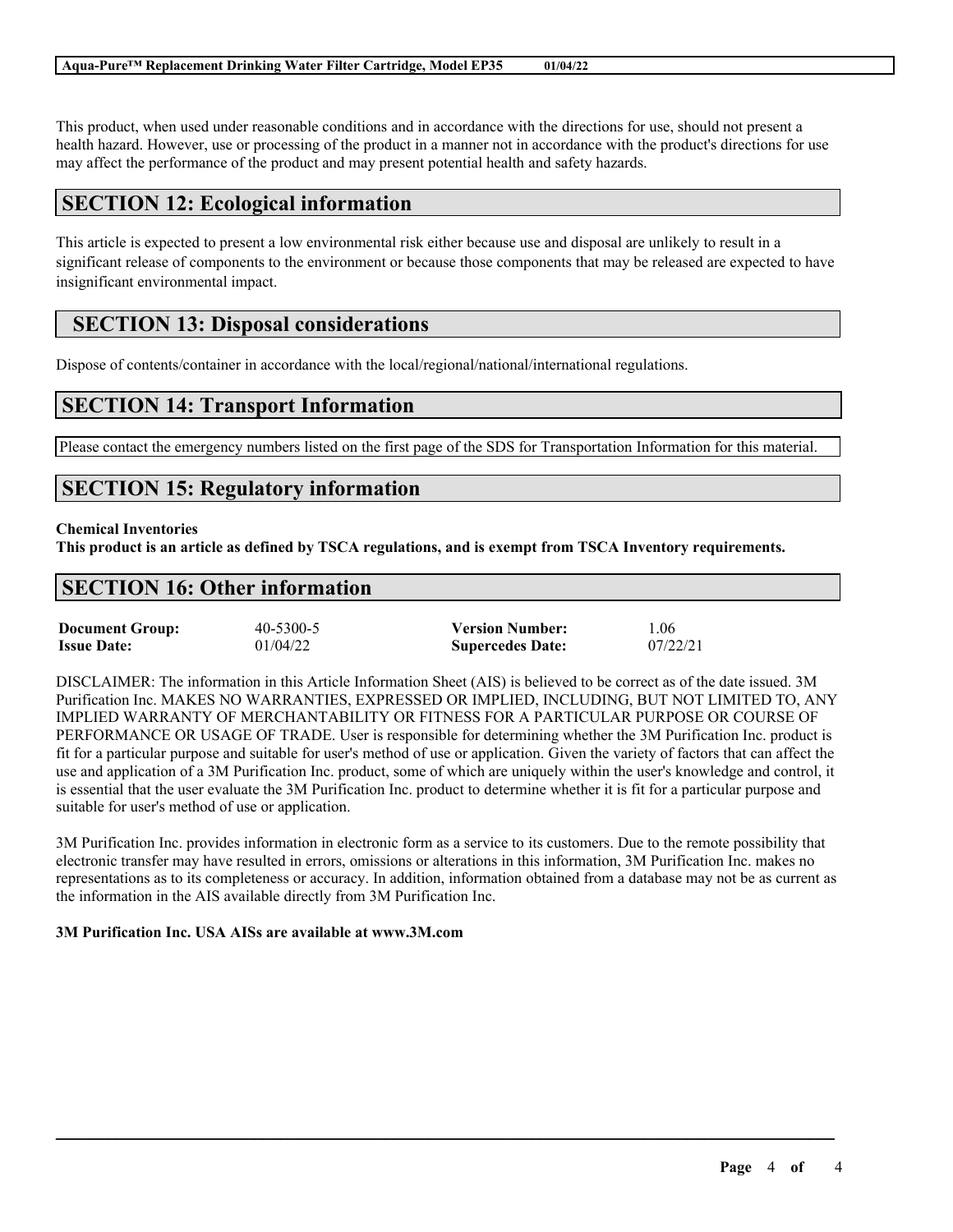This product, when used under reasonable conditions and in accordance with the directions for use, should not present a health hazard. However, use or processing of the product in a manner not in accordance with the product's directions for use may affect the performance of the product and may present potential health and safety hazards.

## SECTION 12: Ecological information

This article is expected to present a low environmental risk either because use and disposal are unlikely to result in a significant release of components to the environment or because those components that may be released are expected to have insignificant environmental impact.

## SECTION 13: Disposal considerations

Dispose of contents/container in accordance with the local/regional/national/international regulations.

## SECTION 14: Transport Information

Please contact the emergency numbers listed on the first page of the SDS for Transportation Information for this material.

## SECTION 15: Regulatory information

**Chemical Inventories**

**This product is an article as defined by TSCA regulations, and is exempt from TSCA Inventory requirements.**

## SECTION 16: Other information

| | | | |
|---|---|---|---|
| **Document Group:** | 40-5300-5 | **Version Number:** | 1.06 |
| **Issue Date:** | 01/04/22 | **Supercedes Date:** | 07/22/21 |

DISCLAIMER: The information in this Article Information Sheet (AIS) is believed to be correct as of the date issued. 3M Purification Inc. MAKES NO WARRANTIES, EXPRESSED OR IMPLIED, INCLUDING, BUT NOT LIMITED TO, ANY IMPLIED WARRANTY OF MERCHANTABILITY OR FITNESS FOR A PARTICULAR PURPOSE OR COURSE OF PERFORMANCE OR USAGE OF TRADE. User is responsible for determining whether the 3M Purification Inc. product is fit for a particular purpose and suitable for user's method of use or application. Given the variety of factors that can affect the use and application of a 3M Purification Inc. product, some of which are uniquely within the user's knowledge and control, it is essential that the user evaluate the 3M Purification Inc. product to determine whether it is fit for a particular purpose and suitable for user's method of use or application.

3M Purification Inc. provides information in electronic form as a service to its customers. Due to the remote possibility that electronic transfer may have resulted in errors, omissions or alterations in this information, 3M Purification Inc. makes no representations as to its completeness or accuracy. In addition, information obtained from a database may not be as current as the information in the AIS available directly from 3M Purification Inc.

**3M Purification Inc. USA AISs are available at www.3M.com**